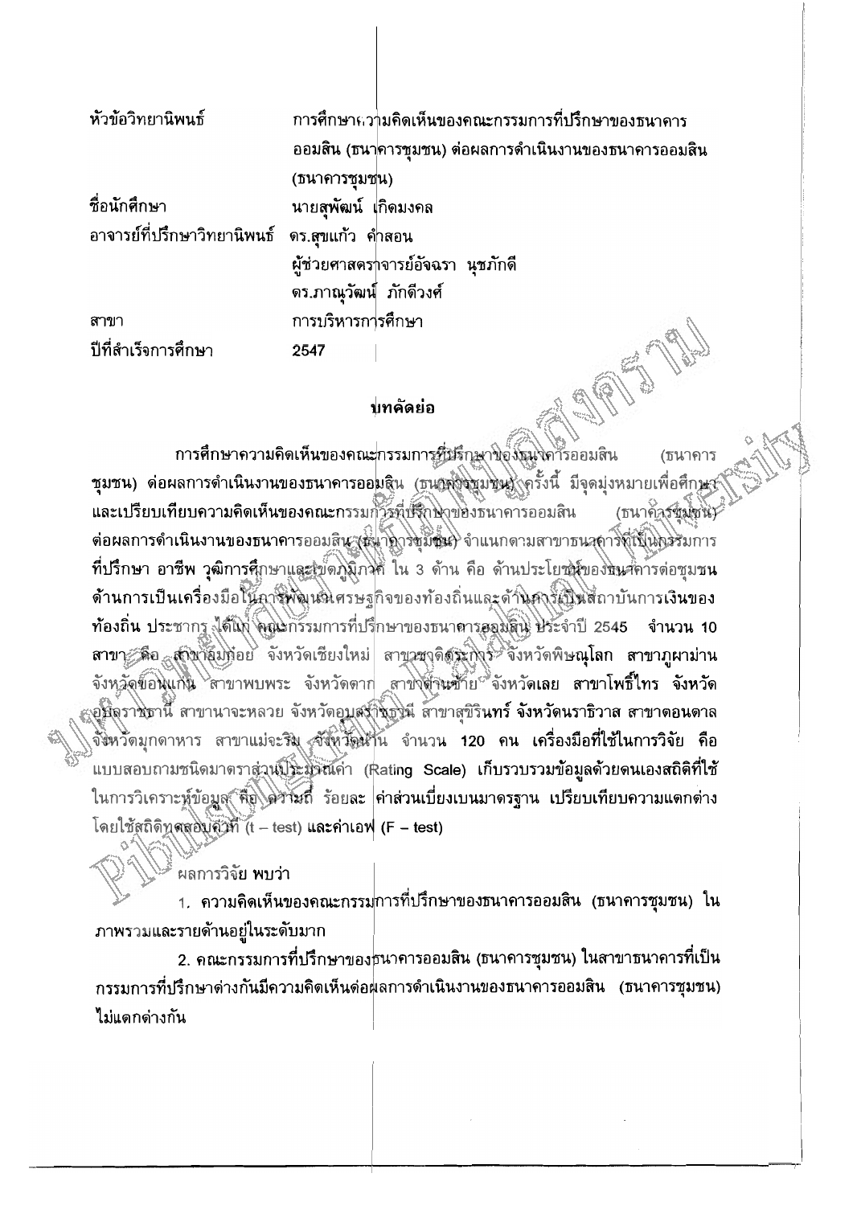| | |
|---|---|
| หัวข้อวิทยานิพนธ์ | การศึกษาความคิดเห็นของคณะกรรมการที่ปรึกษาของธนาคารออมสิน (ธนาคารชุมชน) ต่อผลการดำเนินงานของธนาคารออมสิน (ธนาคารชุมชน) |
| ชื่อนักศึกษา | นายสุพัฒน์ เกิดมงคล |
| อาจารย์ที่ปรึกษาวิทยานิพนธ์ | ดร.สุขแก้ว คำสอน<br>ผู้ช่วยศาสตราจารย์อัจฉรา นุชภักดี<br>ดร.ภาณุวัฒน์ ภักดีวงศ์ |
| สาขา | การบริหารการศึกษา |
| ปีที่สำเร็จการศึกษา | 2547 |

## บทคัดย่อ

การศึกษาความคิดเห็นของคณะกรรมการที่ปรึกษาของธนาคารออมสิน (ธนาคารชุมชน) ต่อผลการดำเนินงานของธนาคารออมสิน (ธนาคารชุมชน) ครั้งนี้ มีจุดมุ่งหมายเพื่อศึกษาและเปรียบเทียบความคิดเห็นของคณะกรรมการที่ปรึกษาของธนาคารออมสิน (ธนาคารชุมชน) ต่อผลการดำเนินงานของธนาคารออมสิน (ธนาคารชุมชน) จำแนกตามสาขาธนาคารที่เป็นกรรมการที่ปรึกษา อาชีพ วุฒิการศึกษาและเขตภูมิภาค ใน 3 ด้าน คือ ด้านประโยชน์ของธนาคารต่อชุมชน ด้านการเป็นเครื่องมือในการพัฒนาเศรษฐกิจของท้องถิ่นและด้านการเป็นสถาบันการเงินของท้องถิ่น ประชากร ได้แก่ คณะกรรมการที่ปรึกษาของธนาคารออมสิน ประจำปี 2545 จำนวน 10 สาขา คือ สาขาอมก๋อย จังหวัดเชียงใหม่ สาขาชาติตระการ จังหวัดพิษณุโลก สาขาภูผาม่าน จังหวัดขอนแก่น สาขาพบพระ จังหวัดตาก สาขาด่านซ้าย จังหวัดเลย สาขาโพธิ์ไทร จังหวัดอุบลราชธานี สาขานาจะหลวย จังหวัดอุบลราชธานี สาขาสุคิรินทร์ จังหวัดนราธิวาส สาขาดอนตาล จังหวัดมุกดาหาร สาขาแม่จะริม จังหวัดน่าน จำนวน 120 คน เครื่องมือที่ใช้ในการวิจัย คือ แบบสอบถามชนิดมาตราส่วนประมาณค่า (Rating Scale) เก็บรวบรวมข้อมูลด้วยตนเองสถิติที่ใช้ในการวิเคราะห์ข้อมูล คือ ความถี่ ร้อยละ ค่าส่วนเบี่ยงเบนมาตรฐาน เปรียบเทียบความแตกต่างโดยใช้สถิติทดสอบค่าที (t – test) และค่าเอฟ (F – test)

ผลการวิจัย พบว่า

1. ความคิดเห็นของคณะกรรมการที่ปรึกษาของธนาคารออมสิน (ธนาคารชุมชน) ในภาพรวมและรายด้านอยู่ในระดับมาก

2. คณะกรรมการที่ปรึกษาของธนาคารออมสิน (ธนาคารชุมชน) ในสาขาธนาคารที่เป็นกรรมการที่ปรึกษาต่างกันมีความคิดเห็นต่อผลการดำเนินงานของธนาคารออมสิน (ธนาคารชุมชน) ไม่แตกต่างกัน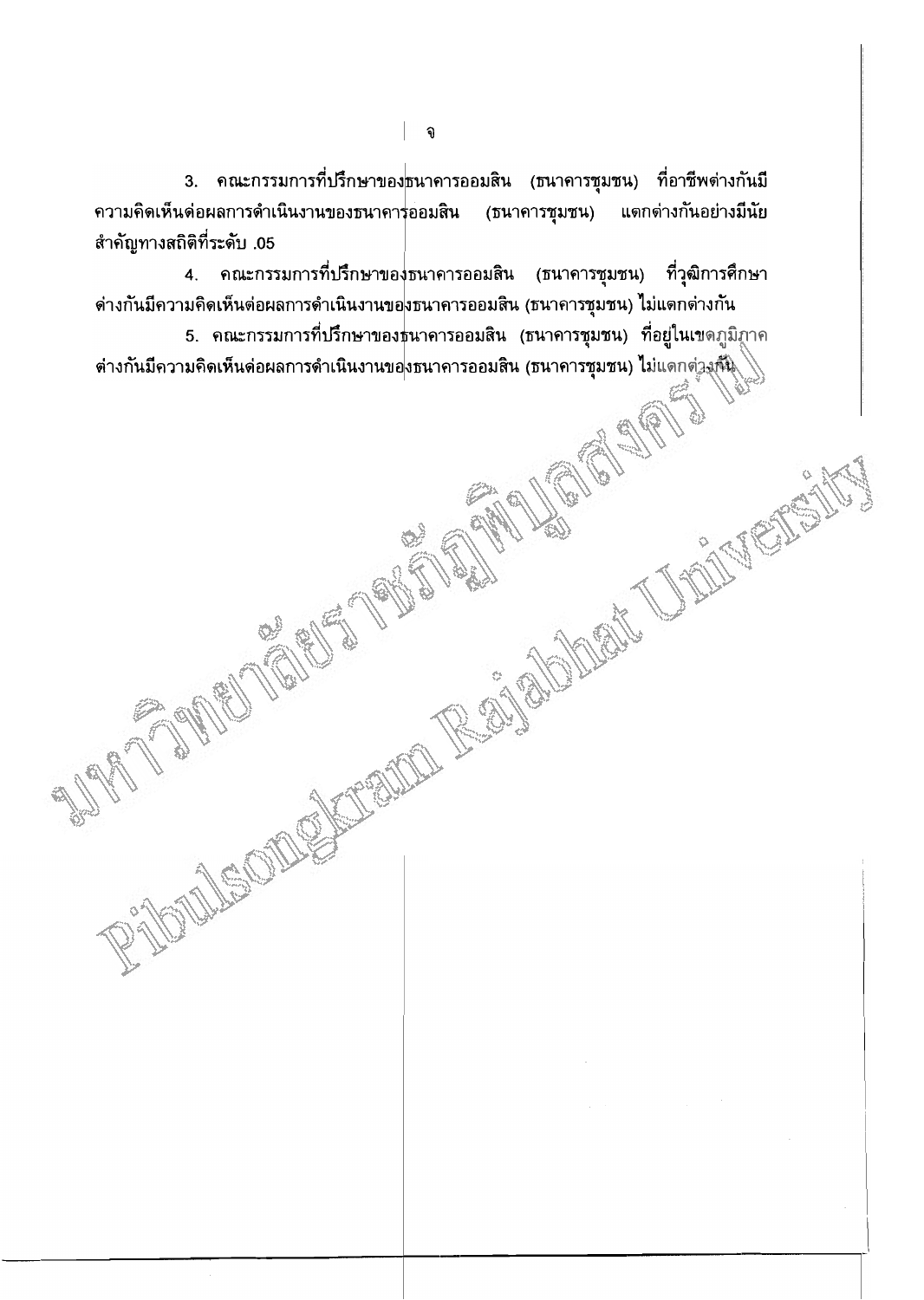3. คณะกรรมการที่ปรึกษาของธนาคารออมสิน (ธนาคารชุมชน) ที่อาชีพต่างกันมีความคิดเห็นต่อผลการดำเนินงานของธนาคารออมสิน (ธนาคารชุมชน) แตกต่างกันอย่างมีนัยสำคัญทางสถิติที่ระดับ .05

4. คณะกรรมการที่ปรึกษาของธนาคารออมสิน (ธนาคารชุมชน) ที่วุฒิการศึกษาต่างกันมีความคิดเห็นต่อผลการดำเนินงานของธนาคารออมสิน (ธนาคารชุมชน) ไม่แตกต่างกัน

5. คณะกรรมการที่ปรึกษาของธนาคารออมสิน (ธนาคารชุมชน) ที่อยู่ในเขตภูมิภาคต่างกันมีความคิดเห็นต่อผลการดำเนินงานของธนาคารออมสิน (ธนาคารชุมชน) ไม่แตกต่างกัน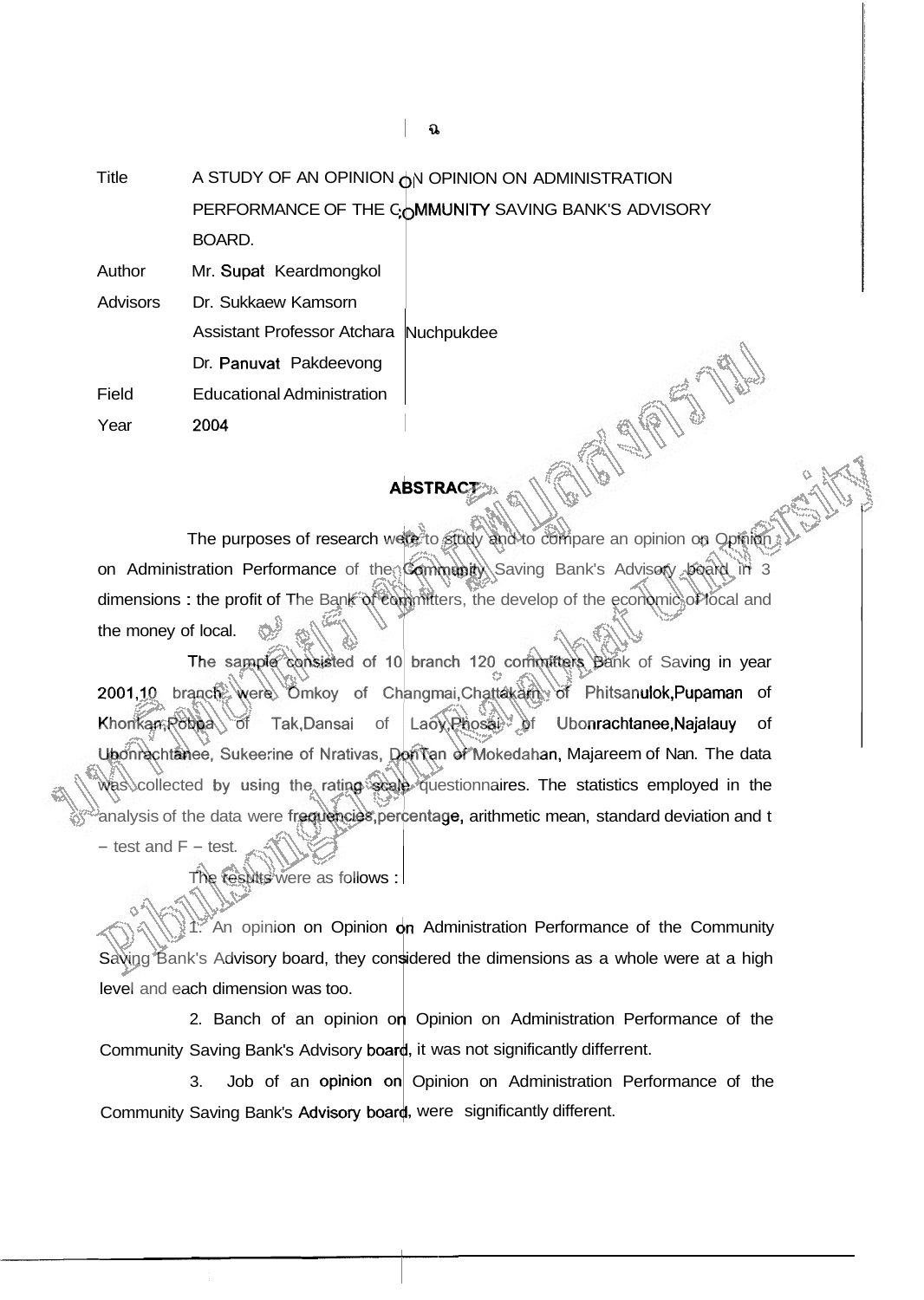| | |
|---|---|
| Title | A STUDY OF AN OPINION ON OPINION ON ADMINISTRATION PERFORMANCE OF THE COMMUNITY SAVING BANK'S ADVISORY BOARD. |
| Author | Mr. Supat Keardmongkol |
| Advisors | Dr. Sukkaew Kamsorn |
| | Assistant Professor Atchara Nuchpukdee |
| | Dr. Panuvat Pakdeevong |
| Field | Educational Administration |
| Year | 2004 |

## ABSTRACT

The purposes of research were to study and to compare an opinion on Opinion on Administration Performance of the Community Saving Bank's Advisory board in 3 dimensions : the profit of The Bank of committers, the develop of the economic of local and the money of local.

The sample consisted of 10 branch 120 committers Bank of Saving in year 2001,10 branch were Omkoy of Changmai,Chattakarn of Phitsanulok,Pupaman of Khonkan,Pobpa of Tak,Dansai of Laoy,Phosai of Ubonrachtanee,Najalauy of Ubonrachtanee, Sukeerine of Nrativas, DonTan of Mokedahan, Majareem of Nan. The data was collected by using the rating scale questionnaires. The statistics employed in the analysis of the data were frequencies,percentage, arithmetic mean, standard deviation and t – test and F – test.

The results were as follows :

1. An opinion on Opinion on Administration Performance of the Community Saving Bank's Advisory board, they considered the dimensions as a whole were at a high level and each dimension was too.

2. Banch of an opinion on Opinion on Administration Performance of the Community Saving Bank's Advisory board, it was not significantly differrent.

3. Job of an opinion on Opinion on Administration Performance of the Community Saving Bank's Advisory board, were significantly different.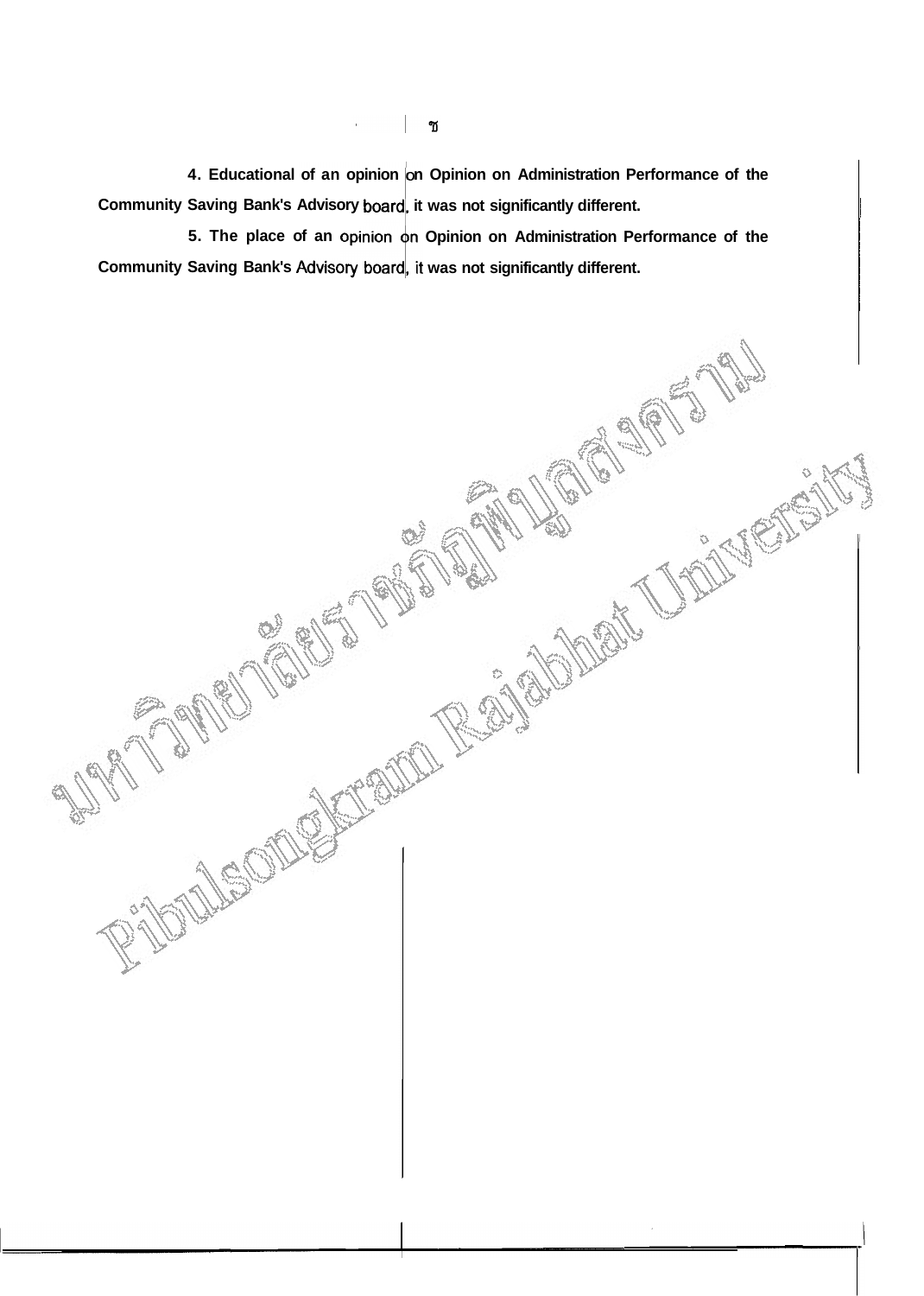**4. Educational of an opinion on Opinion on Administration Performance of the Community Saving Bank's Advisory board, it was not significantly different.**

**5. The place of an opinion on Opinion on Administration Performance of the Community Saving Bank's Advisory board, it was not significantly different.**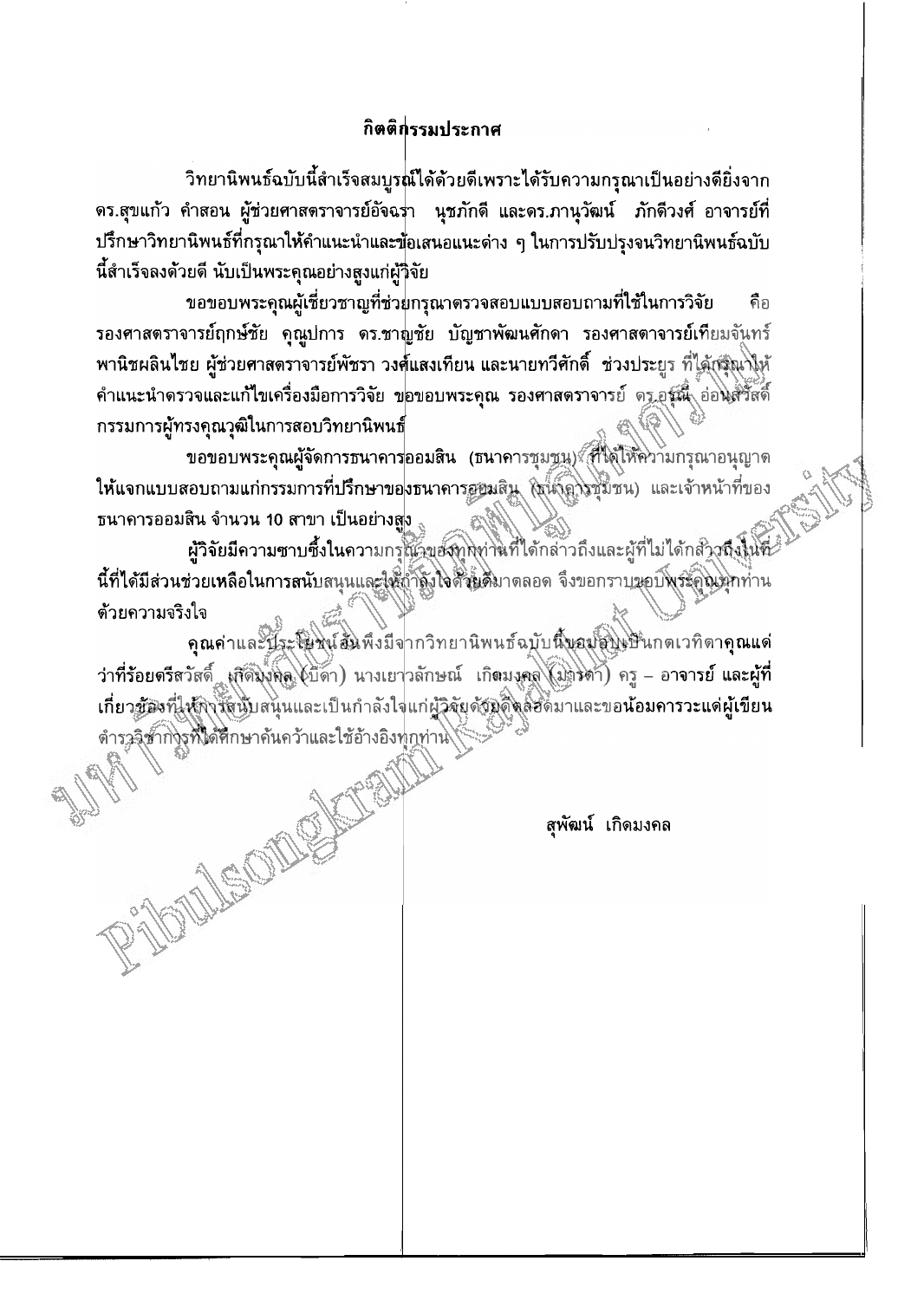# กิตติกรรมประกาศ

วิทยานิพนธ์ฉบับนี้สำเร็จสมบูรณ์ได้ด้วยดีเพราะได้รับความกรุณาเป็นอย่างดียิ่งจาก ดร.สุขแก้ว คำสอน ผู้ช่วยศาสตราจารย์อัจฉรา นุชภักดี และดร.ภานุวัฒน์ ภักดีวงศ์ อาจารย์ที่ปรึกษาวิทยานิพนธ์ที่กรุณาให้คำแนะนำและข้อเสนอแนะต่าง ๆ ในการปรับปรุงจนวิทยานิพนธ์ฉบับนี้สำเร็จลงด้วยดี นับเป็นพระคุณอย่างสูงแก่ผู้วิจัย

ขอขอบพระคุณผู้เชี่ยวชาญที่ช่วยกรุณาตรวจสอบแบบสอบถามที่ใช้ในการวิจัย คือ รองศาสตราจารย์ฤกษ์ชัย คุณูปการ ดร.ชาญชัย บัญชาพัฒนศักดา รองศาสตราจารย์เทียมจันทร์ พานิชผลินไชย ผู้ช่วยศาสตราจารย์พัชรา วงศ์แสงเทียน และนายทวีศักดิ์ ช่วงประยูร ที่ได้กรุณาให้คำแนะนำตรวจและแก้ไขเครื่องมือการวิจัย ขอขอบพระคุณ รองศาสตราจารย์ ดร.อรุณี อ่อนสวัสดิ์ กรรมการผู้ทรงคุณวุฒิในการสอบวิทยานิพนธ์

ขอขอบพระคุณผู้จัดการธนาคารออมสิน (ธนาคารชุมชน) ที่ได้ให้ความกรุณาอนุญาตให้แจกแบบสอบถามแก่กรรมการที่ปรึกษาของธนาคารออมสิน (ธนาคารชุมชน) และเจ้าหน้าที่ของธนาคารออมสิน จำนวน 10 สาขา เป็นอย่างสูง

ผู้วิจัยมีความซาบซึ้งในความกรุณาของทุกท่านที่ได้กล่าวถึงและผู้ที่ไม่ได้กล่าวถึงในที่นี้ที่ได้มีส่วนช่วยเหลือในการสนับสนุนและให้กำลังใจด้วยดีมาตลอด จึงขอกราบขอบพระคุณทุกท่านด้วยความจริงใจ

คุณค่าและประโยชน์อันพึงมีจากวิทยานิพนธ์ฉบับนี้ขอมอบเป็นกตเวทิตาคุณแด่ว่าที่ร้อยตรีสวัสดิ์ เกิดมงคล (บิดา) นางเยาวลักษณ์ เกิดมงคล (มารดา) ครู – อาจารย์ และผู้ที่เกี่ยวข้องที่ให้การสนับสนุนและเป็นกำลังใจแก่ผู้วิจัยด้วยดีตลอดมาและขอน้อมคารวะแด่ผู้เขียนตำราวิชาการที่ได้ศึกษาค้นคว้าและใช้อ้างอิงทุกท่าน

สุพัฒน์ เกิดมงคล